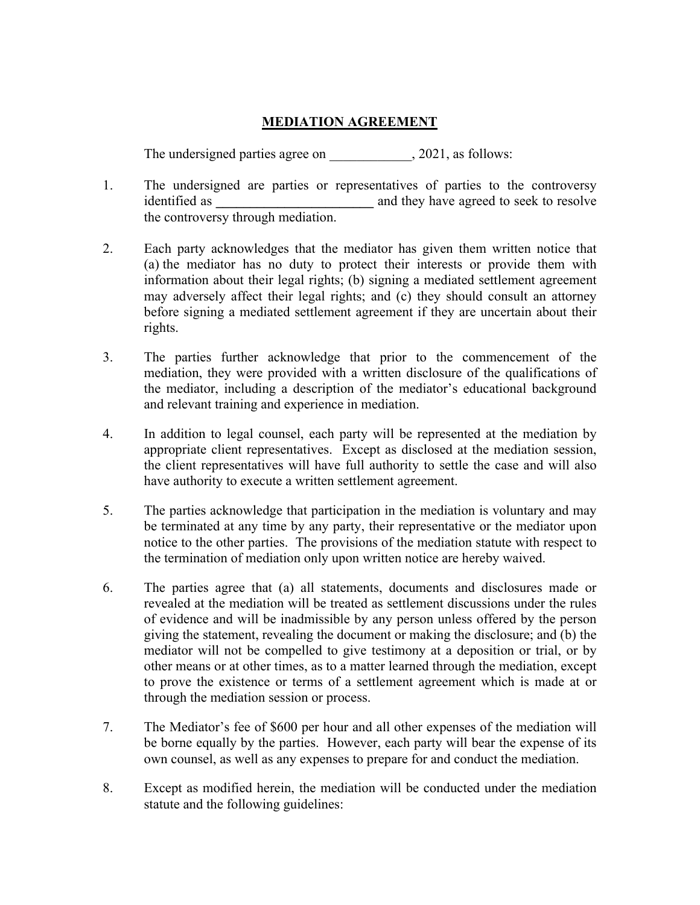# MEDIATION AGREEMENT

The undersigned parties agree on ____________, 2021, as follows:

1. The undersigned are parties or representatives of parties to the controversy identified as ________________________ and they have agreed to seek to resolve the controversy through mediation.

2. Each party acknowledges that the mediator has given them written notice that (a) the mediator has no duty to protect their interests or provide them with information about their legal rights; (b) signing a mediated settlement agreement may adversely affect their legal rights; and (c) they should consult an attorney before signing a mediated settlement agreement if they are uncertain about their rights.

3. The parties further acknowledge that prior to the commencement of the mediation, they were provided with a written disclosure of the qualifications of the mediator, including a description of the mediator's educational background and relevant training and experience in mediation.

4. In addition to legal counsel, each party will be represented at the mediation by appropriate client representatives. Except as disclosed at the mediation session, the client representatives will have full authority to settle the case and will also have authority to execute a written settlement agreement.

5. The parties acknowledge that participation in the mediation is voluntary and may be terminated at any time by any party, their representative or the mediator upon notice to the other parties. The provisions of the mediation statute with respect to the termination of mediation only upon written notice are hereby waived.

6. The parties agree that (a) all statements, documents and disclosures made or revealed at the mediation will be treated as settlement discussions under the rules of evidence and will be inadmissible by any person unless offered by the person giving the statement, revealing the document or making the disclosure; and (b) the mediator will not be compelled to give testimony at a deposition or trial, or by other means or at other times, as to a matter learned through the mediation, except to prove the existence or terms of a settlement agreement which is made at or through the mediation session or process.

7. The Mediator's fee of $600 per hour and all other expenses of the mediation will be borne equally by the parties. However, each party will bear the expense of its own counsel, as well as any expenses to prepare for and conduct the mediation.

8. Except as modified herein, the mediation will be conducted under the mediation statute and the following guidelines: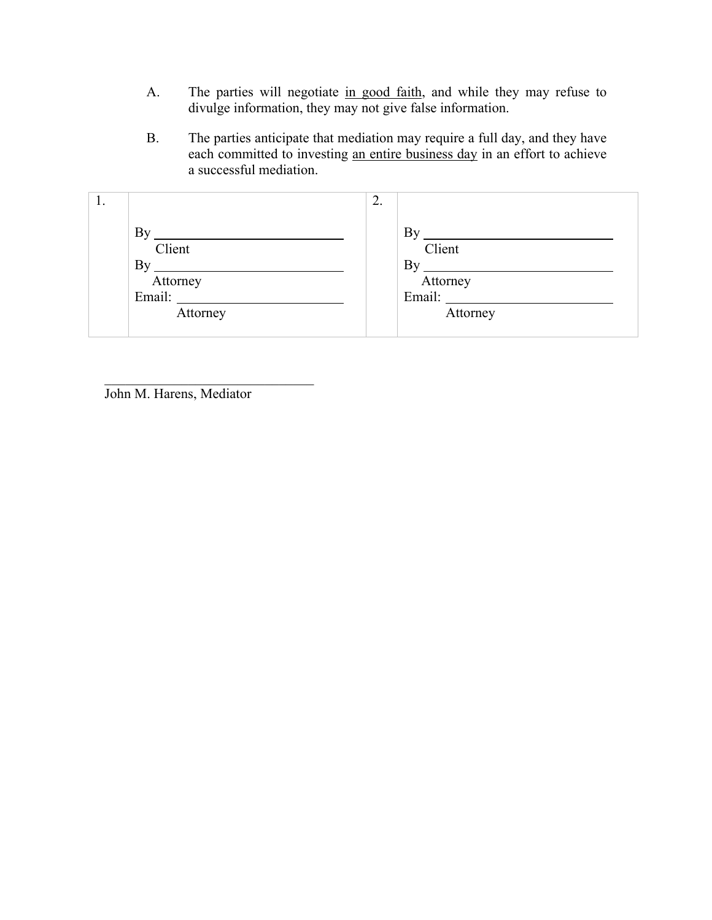A. The parties will negotiate <u>in good faith</u>, and while they may refuse to divulge information, they may not give false information.

B. The parties anticipate that mediation may require a full day, and they have each committed to investing <u>an entire business day</u> in an effort to achieve a successful mediation.

| | | | |
|---|---|---|---|
| 1. | By ____________________<br>Client<br>By ____________________<br>Attorney<br>Email: ________________<br>Attorney | 2. | By ____________________<br>Client<br>By ____________________<br>Attorney<br>Email: ________________<br>Attorney |

______________________________
John M. Harens, Mediator